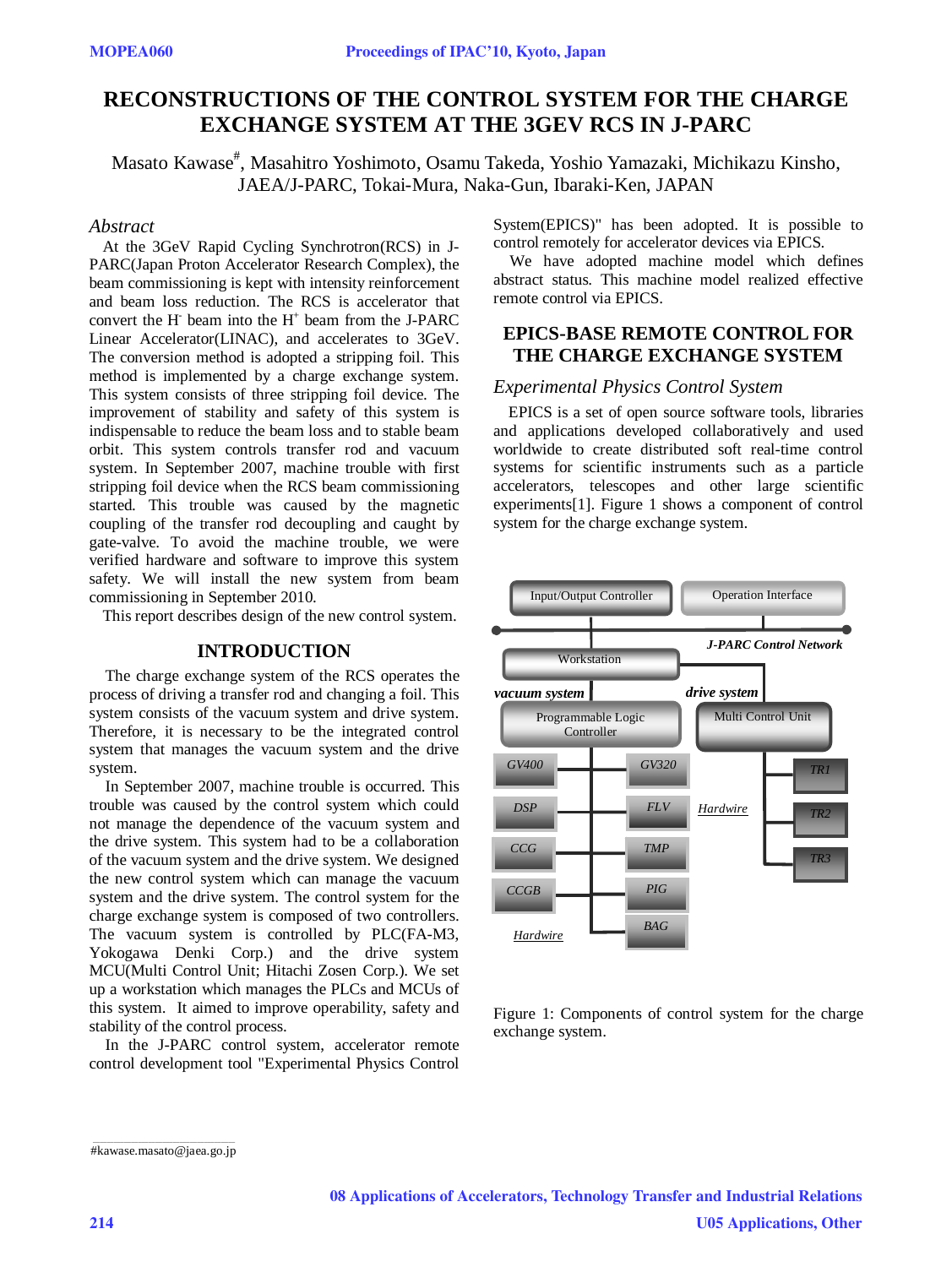# RECONSTRUCTIONS OF THE CONTROL SYSTEM FOR THE CHARGE EXCHANGE SYSTEM AT THE 3GEV RCS IN J-PARC

Masato Kawase#, Masahitro Yoshimoto, Osamu Takeda, Yoshio Yamazaki, Michikazu Kinsho, JAEA/J-PARC, Tokai-Mura, Naka-Gun, Ibaraki-Ken, JAPAN

## *Abstract*

At the 3GeV Rapid Cycling Synchrotron(RCS) in J-PARC(Japan Proton Accelerator Research Complex), the beam commissioning is kept with intensity reinforcement and beam loss reduction. The RCS is accelerator that convert the $H^-$ beam into the $H^+$ beam from the J-PARC Linear Accelerator(LINAC), and accelerates to 3GeV. The conversion method is adopted a stripping foil. This method is implemented by a charge exchange system. This system consists of three stripping foil device. The improvement of stability and safety of this system is indispensable to reduce the beam loss and to stable beam orbit. This system controls transfer rod and vacuum system. In September 2007, machine trouble with first stripping foil device when the RCS beam commissioning started. This trouble was caused by the magnetic coupling of the transfer rod decoupling and caught by gate-valve. To avoid the machine trouble, we were verified hardware and software to improve this system safety. We will install the new system from beam commissioning in September 2010.

This report describes design of the new control system.

## INTRODUCTION

The charge exchange system of the RCS operates the process of driving a transfer rod and changing a foil. This system consists of the vacuum system and drive system. Therefore, it is necessary to be the integrated control system that manages the vacuum system and the drive system.

In September 2007, machine trouble is occurred. This trouble was caused by the control system which could not manage the dependence of the vacuum system and the drive system. This system had to be a collaboration of the vacuum system and the drive system. We designed the new control system which can manage the vacuum system and the drive system. The control system for the charge exchange system is composed of two controllers. The vacuum system is controlled by PLC(FA-M3, Yokogawa Denki Corp.) and the drive system MCU(Multi Control Unit; Hitachi Zosen Corp.). We set up a workstation which manages the PLCs and MCUs of this system. It aimed to improve operability, safety and stability of the control process.

In the J-PARC control system, accelerator remote control development tool "Experimental Physics Control System(EPICS)" has been adopted. It is possible to control remotely for accelerator devices via EPICS.

We have adopted machine model which defines abstract status. This machine model realized effective remote control via EPICS.

## EPICS-BASE REMOTE CONTROL FOR THE CHARGE EXCHANGE SYSTEM

### *Experimental Physics Control System*

EPICS is a set of open source software tools, libraries and applications developed collaboratively and used worldwide to create distributed soft real-time control systems for scientific instruments such as a particle accelerators, telescopes and other large scientific experiments[1]. Figure 1 shows a component of control system for the charge exchange system.

Input/Output Controller | Operation Interface | *J-PARC Control Network* | Workstation | *vacuum system* | *drive system* | Programmable Logic Controller | Multi Control Unit | *GV400* | *GV320* | *DSP* | *FLV* | *CCG* | *TMP* | *CCGB* | *PIG* | *BAG* | *Hardwire* | *TR1* | *TR2* | *TR3* | *Hardwire*

Figure 1: Components of control system for the charge exchange system.

#kawase.masato@jaea.go.jp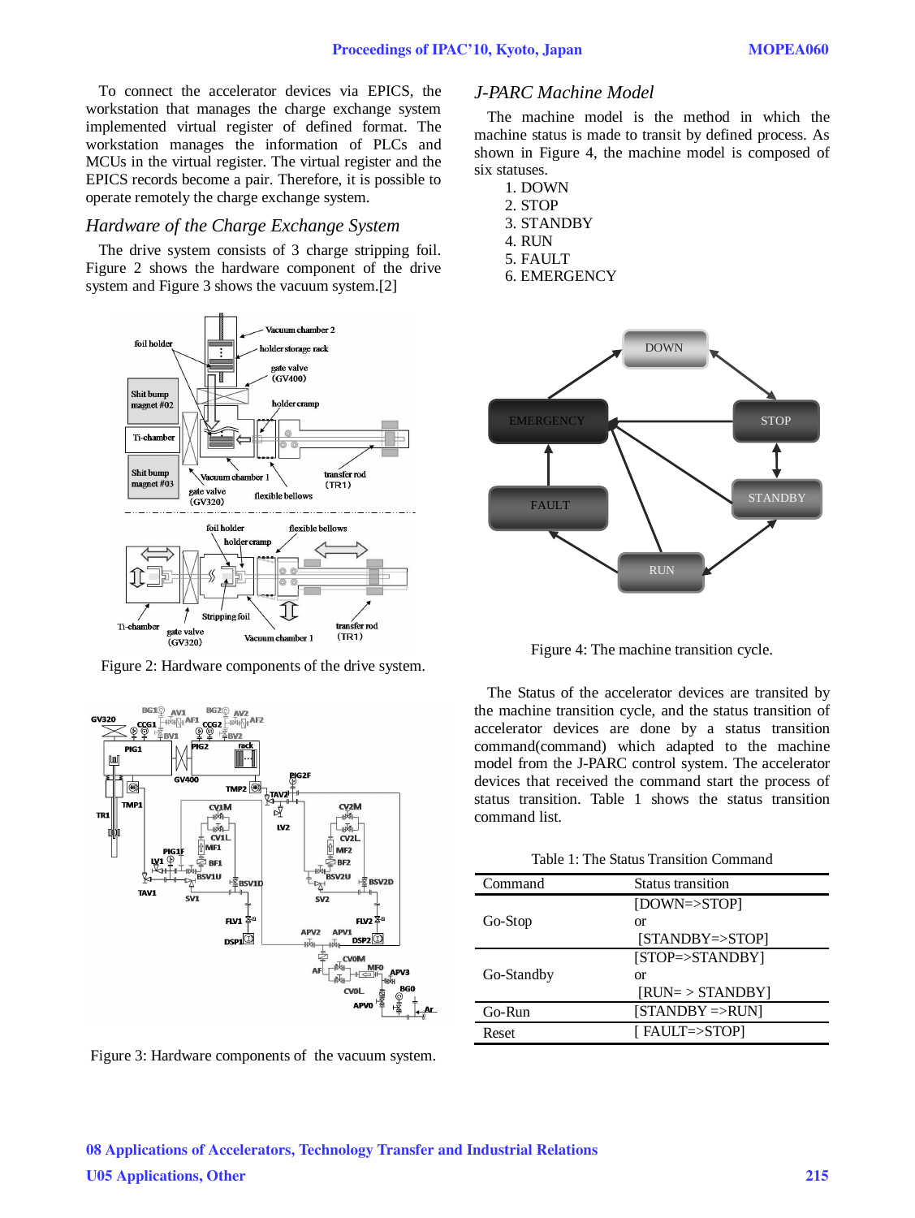To connect the accelerator devices via EPICS, the workstation that manages the charge exchange system implemented virtual register of defined format. The workstation manages the information of PLCs and MCUs in the virtual register. The virtual register and the EPICS records become a pair. Therefore, it is possible to operate remotely the charge exchange system.

### *Hardware of the Charge Exchange System*

The drive system consists of 3 charge stripping foil. Figure 2 shows the hardware component of the drive system and Figure 3 shows the vacuum system.[2]

Figure 2: Hardware components of the drive system.

Figure 3: Hardware components of the vacuum system.

### *J-PARC Machine Model*

The machine model is the method in which the machine status is made to transit by defined process. As shown in Figure 4, the machine model is composed of six statuses.

1. DOWN
2. STOP
3. STANDBY
4. RUN
5. FAULT
6. EMERGENCY

Figure 4: The machine transition cycle.

The Status of the accelerator devices are transited by the machine transition cycle, and the status transition of accelerator devices are done by a status transition command(command) which adapted to the machine model from the J-PARC control system. The accelerator devices that received the command start the process of status transition. Table 1 shows the status transition command list.

Table 1: The Status Transition Command

| Command | Status transition |
|---|---|
| Go-Stop | [DOWN=>STOP] or [STANDBY=>STOP] |
| Go-Standby | [STOP=>STANDBY] or [RUN= > STANDBY] |
| Go-Run | [STANDBY =>RUN] |
| Reset | [ FAULT=>STOP] |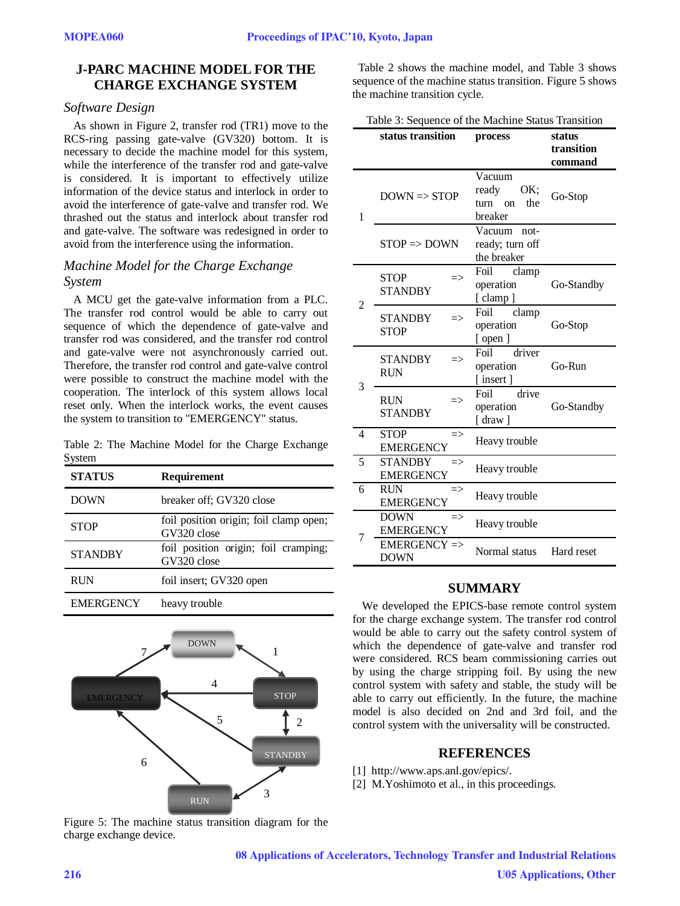## J-PARC MACHINE MODEL FOR THE CHARGE EXCHANGE SYSTEM

### *Software Design*

As shown in Figure 2, transfer rod (TR1) move to the RCS-ring passing gate-valve (GV320) bottom. It is necessary to decide the machine model for this system, while the interference of the transfer rod and gate-valve is considered. It is important to effectively utilize information of the device status and interlock in order to avoid the interference of gate-valve and transfer rod. We thrashed out the status and interlock about transfer rod and gate-valve. The software was redesigned in order to avoid from the interference using the information.

### *Machine Model for the Charge Exchange System*

A MCU get the gate-valve information from a PLC. The transfer rod control would be able to carry out sequence of which the dependence of gate-valve and transfer rod was considered, and the transfer rod control and gate-valve were not asynchronously carried out. Therefore, the transfer rod control and gate-valve control were possible to construct the machine model with the cooperation. The interlock of this system allows local reset only. When the interlock works, the event causes the system to transition to "EMERGENCY" status.

Table 2: The Machine Model for the Charge Exchange System

| STATUS | Requirement |
|---|---|
| DOWN | breaker off; GV320 close |
| STOP | foil position origin; foil clamp open; GV320 close |
| STANDBY | foil position origin; foil cramping; GV320 close |
| RUN | foil insert; GV320 open |
| EMERGENCY | heavy trouble |

DOWN
EMERGENCY
STOP
STANDBY
RUN
1
2
3
4
5
6
7

Figure 5: The machine status transition diagram for the charge exchange device.

Table 2 shows the machine model, and Table 3 shows sequence of the machine status transition. Figure 5 shows the machine transition cycle.

Table 3: Sequence of the Machine Status Transition

| | status transition | process | status transition command |
|---|---|---|---|
| 1 | DOWN => STOP | Vacuum ready OK; turn on the breaker | Go-Stop |
| | STOP => DOWN | Vacuum not-ready; turn off the breaker | |
| 2 | STOP => STANDBY | Foil clamp operation [ clamp ] | Go-Standby |
| | STANDBY => STOP | Foil clamp operation [ open ] | Go-Stop |
| 3 | STANDBY => RUN | Foil driver operation [ insert ] | Go-Run |
| | RUN => STANDBY | Foil drive operation [ draw ] | Go-Standby |
| 4 | STOP => EMERGENCY | Heavy trouble | |
| 5 | STANDBY => EMERGENCY | Heavy trouble | |
| 6 | RUN => EMERGENCY | Heavy trouble | |
| 7 | DOWN => EMERGENCY | Heavy trouble | |
| | EMERGENCY => DOWN | Normal status | Hard reset |

## SUMMARY

We developed the EPICS-base remote control system for the charge exchange system. The transfer rod control would be able to carry out the safety control system of which the dependence of gate-valve and transfer rod were considered. RCS beam commissioning carries out by using the charge stripping foil. By using the new control system with safety and stable, the study will be able to carry out efficiently. In the future, the machine model is also decided on 2nd and 3rd foil, and the control system with the universality will be constructed.

## REFERENCES

[1] http://www.aps.anl.gov/epics/.
[2] M.Yoshimoto et al., in this proceedings.